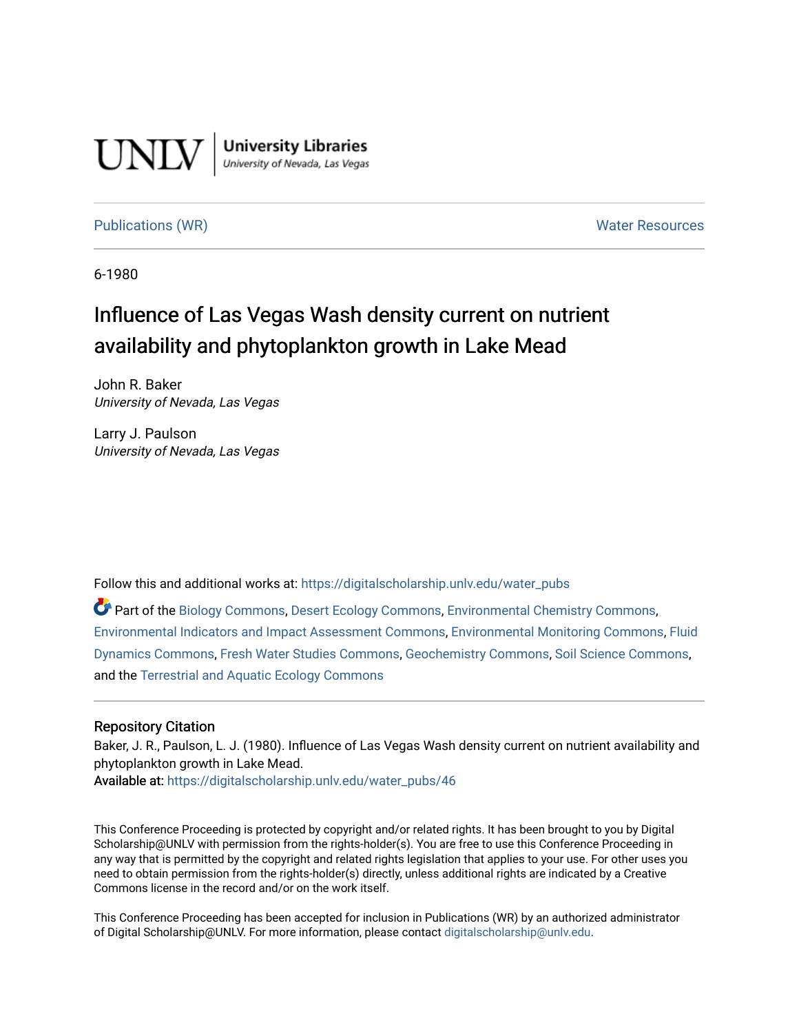UNLV | University Libraries
University of Nevada, Las Vegas

Publications (WR) Water Resources

6-1980

# Influence of Las Vegas Wash density current on nutrient availability and phytoplankton growth in Lake Mead

John R. Baker
*University of Nevada, Las Vegas*

Larry J. Paulson
*University of Nevada, Las Vegas*

Follow this and additional works at: https://digitalscholarship.unlv.edu/water_pubs

Part of the Biology Commons, Desert Ecology Commons, Environmental Chemistry Commons, Environmental Indicators and Impact Assessment Commons, Environmental Monitoring Commons, Fluid Dynamics Commons, Fresh Water Studies Commons, Geochemistry Commons, Soil Science Commons, and the Terrestrial and Aquatic Ecology Commons

## Repository Citation

Baker, J. R., Paulson, L. J. (1980). Influence of Las Vegas Wash density current on nutrient availability and phytoplankton growth in Lake Mead.
**Available at:** https://digitalscholarship.unlv.edu/water_pubs/46

This Conference Proceeding is protected by copyright and/or related rights. It has been brought to you by Digital Scholarship@UNLV with permission from the rights-holder(s). You are free to use this Conference Proceeding in any way that is permitted by the copyright and related rights legislation that applies to your use. For other uses you need to obtain permission from the rights-holder(s) directly, unless additional rights are indicated by a Creative Commons license in the record and/or on the work itself.

This Conference Proceeding has been accepted for inclusion in Publications (WR) by an authorized administrator of Digital Scholarship@UNLV. For more information, please contact digitalscholarship@unlv.edu.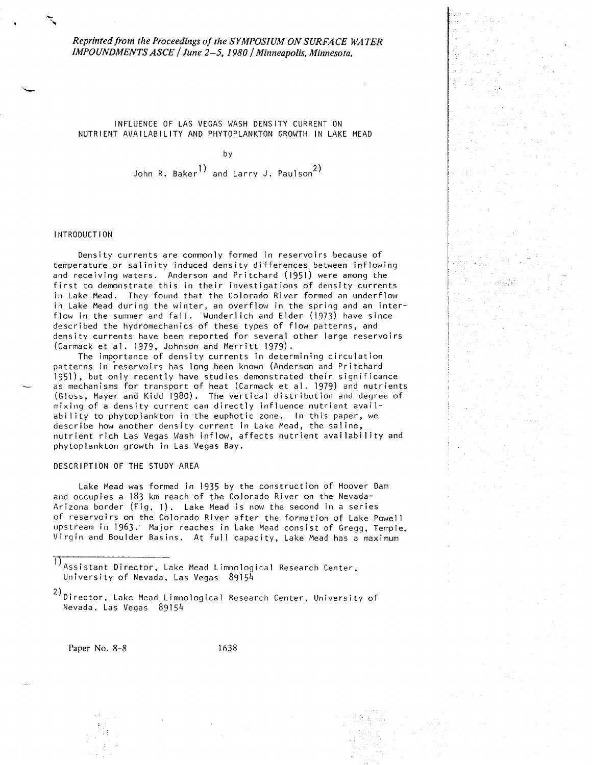*Reprinted from the Proceedings of the SYMPOSIUM ON SURFACE WATER IMPOUNDMENTS ASCE / June 2–5, 1980 / Minneapolis, Minnesota.*

# INFLUENCE OF LAS VEGAS WASH DENSITY CURRENT ON NUTRIENT AVAILABILITY AND PHYTOPLANKTON GROWTH IN LAKE MEAD

by

John R. Baker[1] and Larry J. Paulson[2]

## INTRODUCTION

Density currents are commonly formed in reservoirs because of temperature or salinity induced density differences between inflowing and receiving waters. Anderson and Pritchard (1951) were among the first to demonstrate this in their investigations of density currents in Lake Mead. They found that the Colorado River formed an underflow in Lake Mead during the winter, an overflow in the spring and an interflow in the summer and fall. Wunderlich and Elder (1973) have since described the hydromechanics of these types of flow patterns, and density currents have been reported for several other large reservoirs (Carmack et al. 1979, Johnson and Merritt 1979).

The importance of density currents in determining circulation patterns in reservoirs has long been known (Anderson and Pritchard 1951), but only recently have studies demonstrated their significance as mechanisms for transport of heat (Carmack et al. 1979) and nutrients (Gloss, Mayer and Kidd 1980). The vertical distribution and degree of mixing of a density current can directly influence nutrient availability to phytoplankton in the euphotic zone. In this paper, we describe how another density current in Lake Mead, the saline, nutrient rich Las Vegas Wash inflow, affects nutrient availability and phytoplankton growth in Las Vegas Bay.

## DESCRIPTION OF THE STUDY AREA

Lake Mead was formed in 1935 by the construction of Hoover Dam and occupies a 183 km reach of the Colorado River on the Nevada-Arizona border (Fig. 1). Lake Mead is now the second in a series of reservoirs on the Colorado River after the formation of Lake Powell upstream in 1963. Major reaches in Lake Mead consist of Gregg, Temple, Virgin and Boulder Basins. At full capacity, Lake Mead has a maximum

[1] Assistant Director, Lake Mead Limnological Research Center, University of Nevada, Las Vegas 89154

[2] Director, Lake Mead Limnological Research Center, University of Nevada, Las Vegas 89154

Paper No. 8-8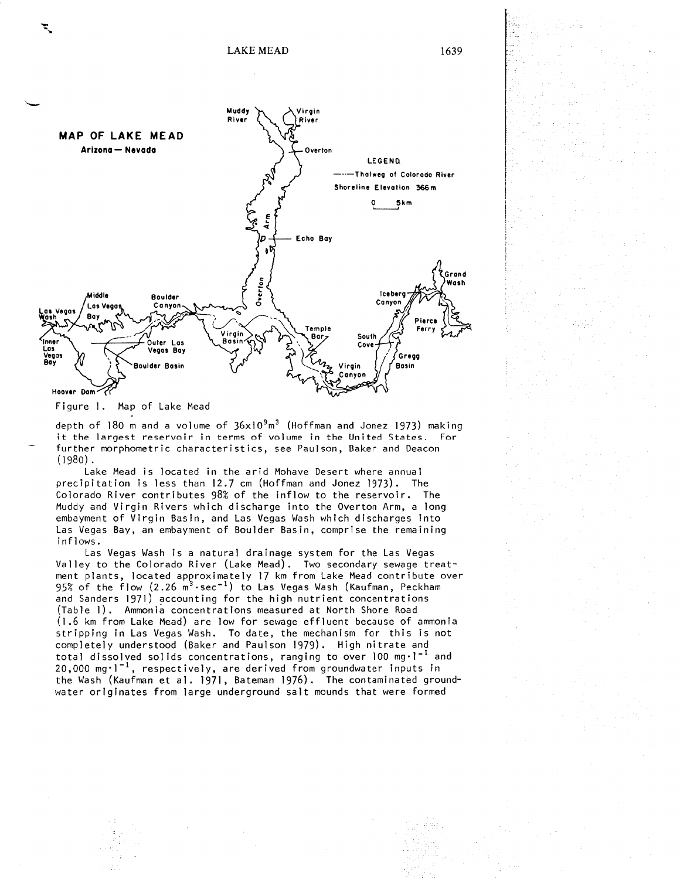Figure 1. Map of Lake Mead

depth of 180 m and a volume of $36 \times 10^9 m^3$ (Hoffman and Jonez 1973) making it the largest reservoir in terms of volume in the United States. For further morphometric characteristics, see Paulson, Baker and Deacon (1980).

Lake Mead is located in the arid Mohave Desert where annual precipitation is less than 12.7 cm (Hoffman and Jonez 1973). The Colorado River contributes 98% of the inflow to the reservoir. The Muddy and Virgin Rivers which discharge into the Overton Arm, a long embayment of Virgin Basin, and Las Vegas Wash which discharges into Las Vegas Bay, an embayment of Boulder Basin, comprise the remaining inflows.

Las Vegas Wash is a natural drainage system for the Las Vegas Valley to the Colorado River (Lake Mead). Two secondary sewage treatment plants, located approximately 17 km from Lake Mead contribute over 95% of the flow ($2.26 \ m^3 \cdot sec^{-1}$) to Las Vegas Wash (Kaufman, Peckham and Sanders 1971) accounting for the high nutrient concentrations (Table 1). Ammonia concentrations measured at North Shore Road (1.6 km from Lake Mead) are low for sewage effluent because of ammonia stripping in Las Vegas Wash. To date, the mechanism for this is not completely understood (Baker and Paulson 1979). High nitrate and total dissolved solids concentrations, ranging to over 100 $mg \cdot l^{-1}$ and 20,000 $mg \cdot l^{-1}$, respectively, are derived from groundwater inputs in the Wash (Kaufman et al. 1971, Bateman 1976). The contaminated groundwater originates from large underground salt mounds that were formed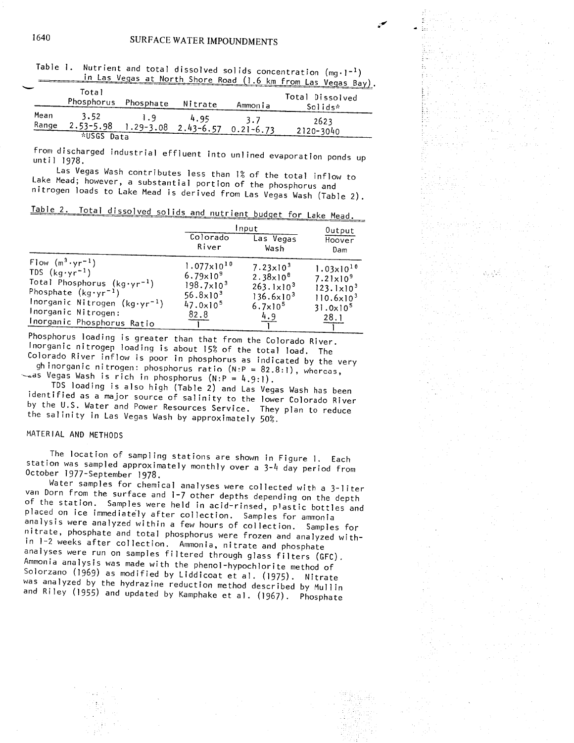Table 1. Nutrient and total dissolved solids concentration ($mg \cdot l^{-1}$) in Las Vegas at North Shore Road (1.6 km from Las Vegas Bay).

| | Total Phosphorus | Phosphate | Nitrate | Ammonia | Total Dissolved Solids* |
|---|---|---|---|---|---|
| Mean | 3.52 | 1.9 | 4.95 | 3.7 | 2623 |
| Range | 2.53-5.98 | 1.29-3.08 | 2.43-6.57 | 0.21-6.73 | 2120-3040 |

*USGS Data

from discharged industrial effluent into unlined evaporation ponds up until 1978.

Las Vegas Wash contributes less than 1% of the total inflow to Lake Mead; however, a substantial portion of the phosphorus and nitrogen loads to Lake Mead is derived from Las Vegas Wash (Table 2).

Table 2. Total dissolved solids and nutrient budget for Lake Mead.

| | Input | | Output |
|---|---|---|---|
| | Colorado River | Las Vegas Wash | Hoover Dam |
| Flow ($m^3 \cdot yr^{-1}$) | $1.077 \times 10^{10}$ | $7.23 \times 10^3$ | $1.03 \times 10^{10}$ |
| TDS ($kg \cdot yr^{-1}$) | $6.79 \times 10^9$ | $2.38 \times 10^8$ | $7.21 \times 10^9$ |
| Total Phosphorus ($kg \cdot yr^{-1}$) | $198.7 \times 10^3$ | $263.1 \times 10^3$ | $123.1 \times 10^3$ |
| Phosphate ($kg \cdot yr^{-1}$) | $56.8 \times 10^3$ | $136.6 \times 10^3$ | $110.6 \times 10^3$ |
| Inorganic Nitrogen ($kg \cdot yr^{-1}$) | $47.0 \times 10^5$ | $6.7 \times 10^5$ | $31.0 \times 10^5$ |
| Inorganic Nitrogen: Inorganic Phosphorus Ratio | $\frac{82.8}{1}$ | $\frac{4.9}{1}$ | $\frac{28.1}{1}$ |

Phosphorus loading is greater than that from the Colorado River. Inorganic nitrogen loading is about 15% of the total load. The Colorado River inflow is poor in phosphorus as indicated by the very high inorganic nitrogen: phosphorus ratio (N:P = 82.8:1), whereas, Las Vegas Wash is rich in phosphorus (N:P = 4.9:1).

TDS loading is also high (Table 2) and Las Vegas Wash has been identified as a major source of salinity to the lower Colorado River by the U.S. Water and Power Resources Service. They plan to reduce the salinity in Las Vegas Wash by approximately 50%.

## MATERIAL AND METHODS

The location of sampling stations are shown in Figure 1. Each station was sampled approximately monthly over a 3-4 day period from October 1977-September 1978.

Water samples for chemical analyses were collected with a 3-liter van Dorn from the surface and 1-7 other depths depending on the depth of the station. Samples were held in acid-rinsed, plastic bottles and placed on ice immediately after collection. Samples for ammonia analysis were analyzed within a few hours of collection. Samples for nitrate, phosphate and total phosphorus were frozen and analyzed within 1-2 weeks after collection. Ammonia, nitrate and phosphate analyses were run on samples filtered through glass filters (GFC). Ammonia analysis was made with the phenol-hypochlorite method of Solorzano (1969) as modified by Liddicoat et al. (1975). Nitrate was analyzed by the hydrazine reduction method described by Mullin and Riley (1955) and updated by Kamphake et al. (1967). Phosphate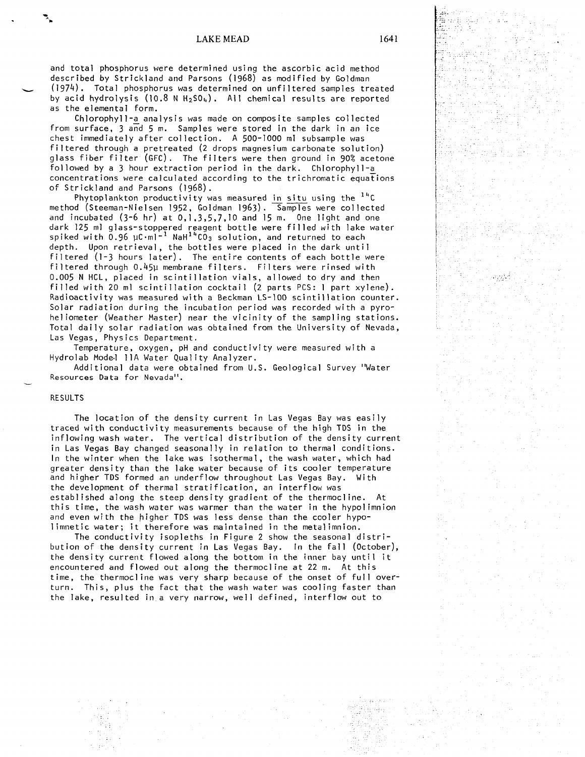and total phosphorus were determined using the ascorbic acid method described by Strickland and Parsons (1968) as modified by Goldman (1974). Total phosphorus was determined on unfiltered samples treated by acid hydrolysis (10.8 N $H_2SO_4$). All chemical results are reported as the elemental form.

Chlorophyll-a analysis was made on composite samples collected from surface, 3 and 5 m. Samples were stored in the dark in an ice chest immediately after collection. A 500-1000 ml subsample was filtered through a pretreated (2 drops magnesium carbonate solution) glass fiber filter (GFC). The filters were then ground in 90% acetone followed by a 3 hour extraction period in the dark. Chlorophyll-a concentrations were calculated according to the trichromatic equations of Strickland and Parsons (1968).

Phytoplankton productivity was measured *in situ* using the $^{14}C$ method (Steeman-Nielsen 1952, Goldman 1963). Samples were collected and incubated (3-6 hr) at 0,1,3,5,7,10 and 15 m. One light and one dark 125 ml glass-stoppered reagent bottle were filled with lake water spiked with 0.96 $\mu C \cdot ml^{-1}$ $NaH^{14}CO_3$ solution, and returned to each depth. Upon retrieval, the bottles were placed in the dark until filtered (1-3 hours later). The entire contents of each bottle were filtered through 0.45μ membrane filters. Filters were rinsed with 0.005 N HCL, placed in scintillation vials, allowed to dry and then filled with 20 ml scintillation cocktail (2 parts PCS: 1 part xylene). Radioactivity was measured with a Beckman LS-100 scintillation counter. Solar radiation during the incubation period was recorded with a pyroheliometer (Weather Master) near the vicinity of the sampling stations. Total daily solar radiation was obtained from the University of Nevada, Las Vegas, Physics Department.

Temperature, oxygen, pH and conductivity were measured with a Hydrolab Model 11A Water Quality Analyzer.

Additional data were obtained from U.S. Geological Survey "Water Resources Data for Nevada".

## RESULTS

The location of the density current in Las Vegas Bay was easily traced with conductivity measurements because of the high TDS in the inflowing wash water. The vertical distribution of the density current in Las Vegas Bay changed seasonally in relation to thermal conditions. In the winter when the lake was isothermal, the wash water, which had greater density than the lake water because of its cooler temperature and higher TDS formed an underflow throughout Las Vegas Bay. With the development of thermal stratification, an interflow was established along the steep density gradient of the thermocline. At this time, the wash water was warmer than the water in the hypolimnion and even with the higher TDS was less dense than the cooler hypolimnetic water; it therefore was maintained in the metalimnion.

The conductivity isopleths in Figure 2 show the seasonal distribution of the density current in Las Vegas Bay. In the fall (October), the density current flowed along the bottom in the inner bay until it encountered and flowed out along the thermocline at 22 m. At this time, the thermocline was very sharp because of the onset of full overturn. This, plus the fact that the wash water was cooling faster than the lake, resulted in a very narrow, well defined, interflow out to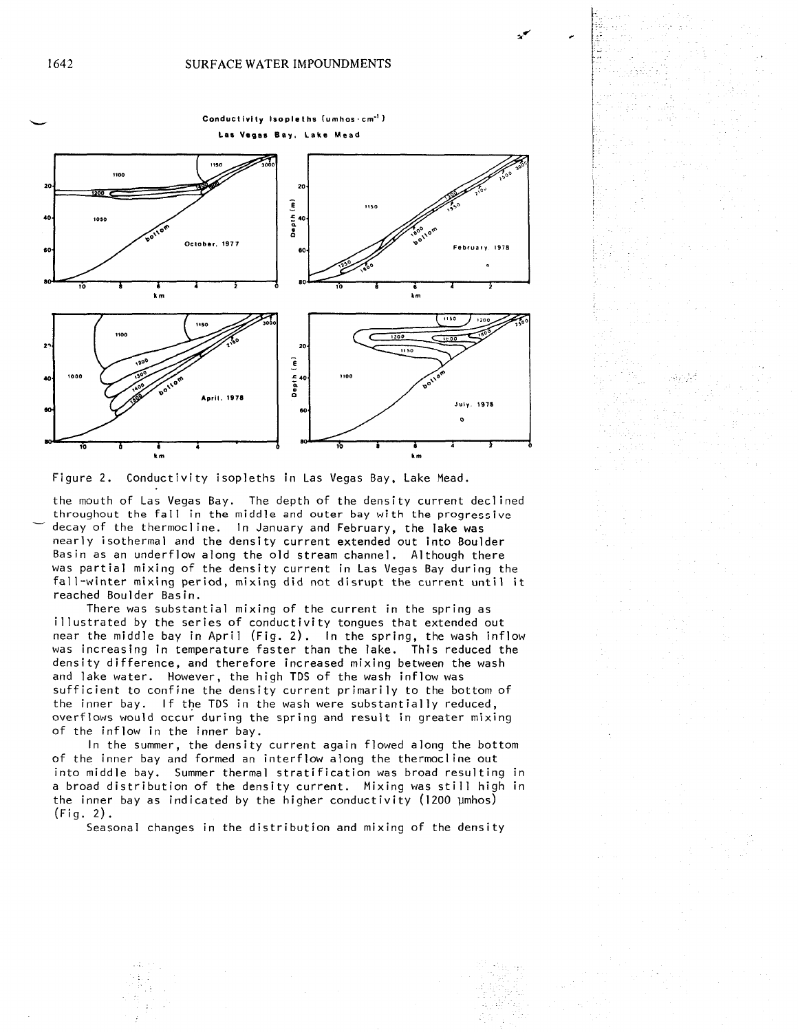Figure 2. Conductivity isopleths in Las Vegas Bay, Lake Mead.

the mouth of Las Vegas Bay. The depth of the density current declined throughout the fall in the middle and outer bay with the progressive decay of the thermocline. In January and February, the lake was nearly isothermal and the density current extended out into Boulder Basin as an underflow along the old stream channel. Although there was partial mixing of the density current in Las Vegas Bay during the fall-winter mixing period, mixing did not disrupt the current until it reached Boulder Basin.

There was substantial mixing of the current in the spring as illustrated by the series of conductivity tongues that extended out near the middle bay in April (Fig. 2). In the spring, the wash inflow was increasing in temperature faster than the lake. This reduced the density difference, and therefore increased mixing between the wash and lake water. However, the high TDS of the wash inflow was sufficient to confine the density current primarily to the bottom of the inner bay. If the TDS in the wash were substantially reduced, overflows would occur during the spring and result in greater mixing of the inflow in the inner bay.

In the summer, the density current again flowed along the bottom of the inner bay and formed an interflow along the thermocline out into middle bay. Summer thermal stratification was broad resulting in a broad distribution of the density current. Mixing was still high in the inner bay as indicated by the higher conductivity (1200 μmhos) (Fig. 2).

Seasonal changes in the distribution and mixing of the density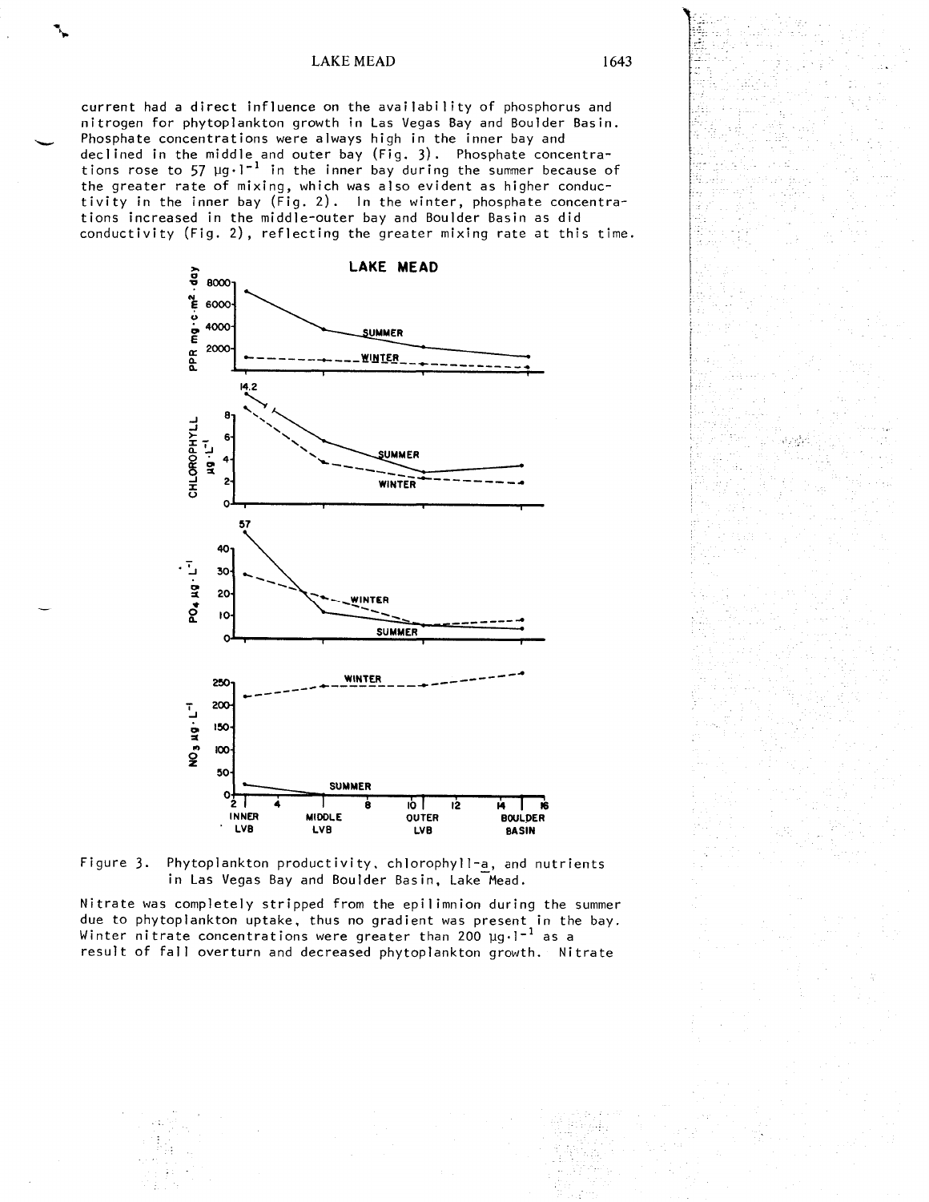current had a direct influence on the availability of phosphorus and nitrogen for phytoplankton growth in Las Vegas Bay and Boulder Basin. Phosphate concentrations were always high in the inner bay and declined in the middle and outer bay (Fig. 3). Phosphate concentrations rose to 57 $\mu g \cdot l^{-1}$ in the inner bay during the summer because of the greater rate of mixing, which was also evident as higher conductivity in the inner bay (Fig. 2). In the winter, phosphate concentrations increased in the middle-outer bay and Boulder Basin as did conductivity (Fig. 2), reflecting the greater mixing rate at this time.

Figure 3. Phytoplankton productivity, chlorophyll-a, and nutrients in Las Vegas Bay and Boulder Basin, Lake Mead.

Nitrate was completely stripped from the epilimnion during the summer due to phytoplankton uptake, thus no gradient was present in the bay. Winter nitrate concentrations were greater than 200 $\mu g \cdot l^{-1}$ as a result of fall overturn and decreased phytoplankton growth. Nitrate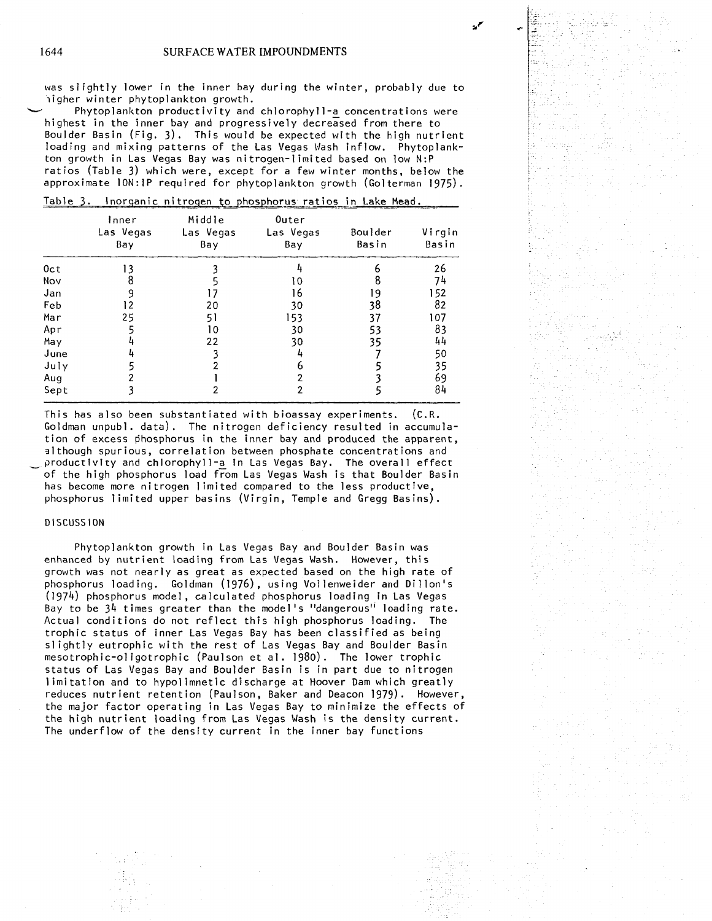was slightly lower in the inner bay during the winter, probably due to higher winter phytoplankton growth.

Phytoplankton productivity and chlorophyll-*a* concentrations were highest in the inner bay and progressively decreased from there to Boulder Basin (Fig. 3). This would be expected with the high nutrient loading and mixing patterns of the Las Vegas Wash inflow. Phytoplankton growth in Las Vegas Bay was nitrogen-limited based on low N:P ratios (Table 3) which were, except for a few winter months, below the approximate 10N:1P required for phytoplankton growth (Golterman 1975).

Table 3. Inorganic nitrogen to phosphorus ratios in Lake Mead.

| | Inner Las Vegas Bay | Middle Las Vegas Bay | Outer Las Vegas Bay | Boulder Basin | Virgin Basin |
|---|---|---|---|---|---|
| Oct | 13 | 3 | 4 | 6 | 26 |
| Nov | 8 | 5 | 10 | 8 | 74 |
| Jan | 9 | 17 | 16 | 19 | 152 |
| Feb | 12 | 20 | 30 | 38 | 82 |
| Mar | 25 | 51 | 153 | 37 | 107 |
| Apr | 5 | 10 | 30 | 53 | 83 |
| May | 4 | 22 | 30 | 35 | 44 |
| June | 4 | 3 | 4 | 7 | 50 |
| July | 5 | 2 | 6 | 5 | 35 |
| Aug | 2 | 1 | 2 | 3 | 69 |
| Sept | 3 | 2 | 2 | 5 | 84 |

This has also been substantiated with bioassay experiments. (C.R. Goldman unpubl. data). The nitrogen deficiency resulted in accumulation of excess phosphorus in the inner bay and produced the apparent, although spurious, correlation between phosphate concentrations and productivity and chlorophyll-*a* in Las Vegas Bay. The overall effect of the high phosphorus load from Las Vegas Wash is that Boulder Basin has become more nitrogen limited compared to the less productive, phosphorus limited upper basins (Virgin, Temple and Gregg Basins).

## DISCUSSION

Phytoplankton growth in Las Vegas Bay and Boulder Basin was enhanced by nutrient loading from Las Vegas Wash. However, this growth was not nearly as great as expected based on the high rate of phosphorus loading. Goldman (1976), using Vollenweider and Dillon's (1974) phosphorus model, calculated phosphorus loading in Las Vegas Bay to be 34 times greater than the model's "dangerous" loading rate. Actual conditions do not reflect this high phosphorus loading. The trophic status of inner Las Vegas Bay has been classified as being slightly eutrophic with the rest of Las Vegas Bay and Boulder Basin mesotrophic-oligotrophic (Paulson et al. 1980). The lower trophic status of Las Vegas Bay and Boulder Basin is in part due to nitrogen limitation and to hypolimnetic discharge at Hoover Dam which greatly reduces nutrient retention (Paulson, Baker and Deacon 1979). However, the major factor operating in Las Vegas Bay to minimize the effects of the high nutrient loading from Las Vegas Wash is the density current. The underflow of the density current in the inner bay functions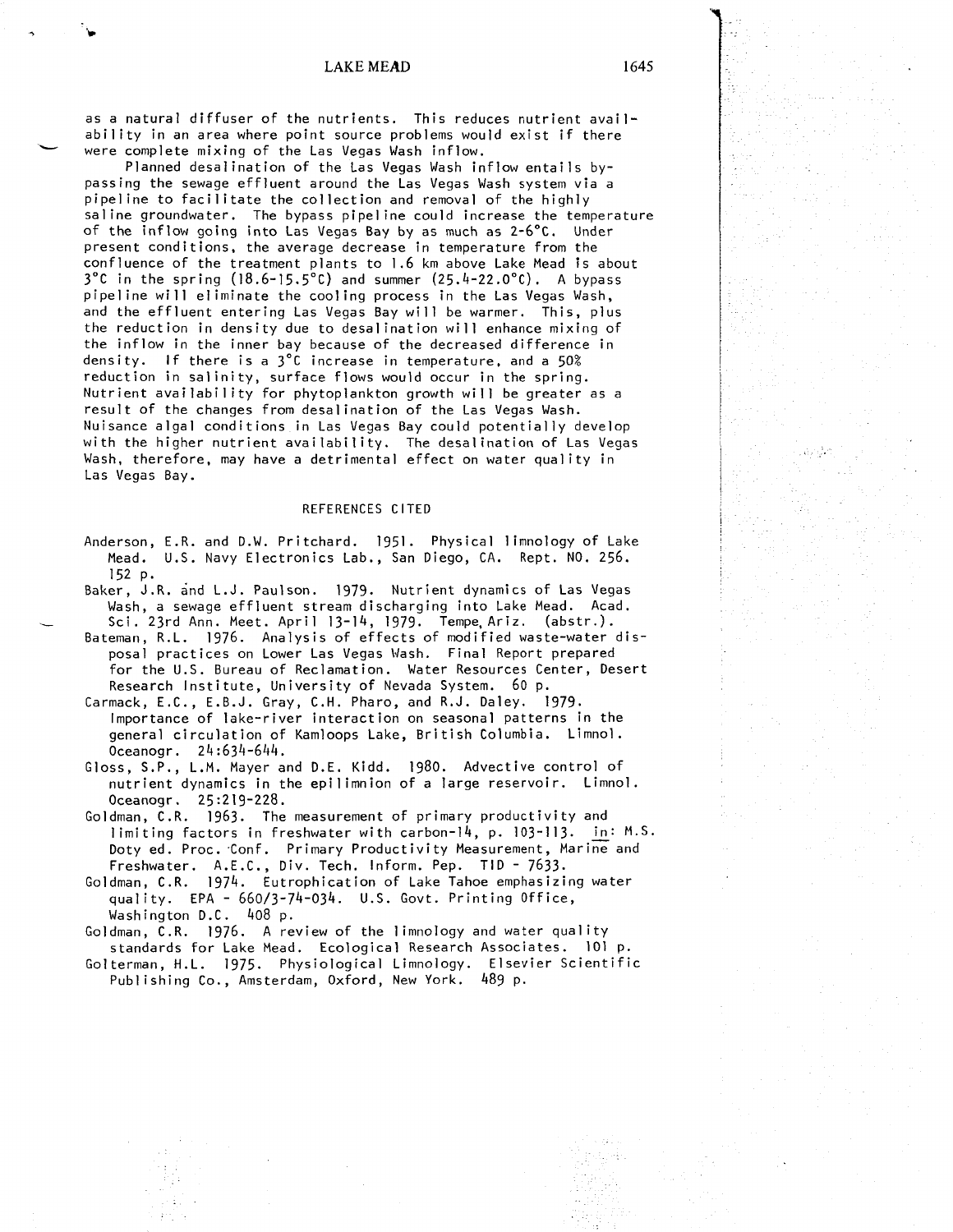as a natural diffuser of the nutrients. This reduces nutrient availability in an area where point source problems would exist if there were complete mixing of the Las Vegas Wash inflow.

Planned desalination of the Las Vegas Wash inflow entails bypassing the sewage effluent around the Las Vegas Wash system via a pipeline to facilitate the collection and removal of the highly saline groundwater. The bypass pipeline could increase the temperature of the inflow going into Las Vegas Bay by as much as 2-6°C. Under present conditions, the average decrease in temperature from the confluence of the treatment plants to 1.6 km above Lake Mead is about 3°C in the spring (18.6-15.5°C) and summer (25.4-22.0°C). A bypass pipeline will eliminate the cooling process in the Las Vegas Wash, and the effluent entering Las Vegas Bay will be warmer. This, plus the reduction in density due to desalination will enhance mixing of the inflow in the inner bay because of the decreased difference in density. If there is a 3°C increase in temperature, and a 50% reduction in salinity, surface flows would occur in the spring. Nutrient availability for phytoplankton growth will be greater as a result of the changes from desalination of the Las Vegas Wash. Nuisance algal conditions in Las Vegas Bay could potentially develop with the higher nutrient availability. The desalination of Las Vegas Wash, therefore, may have a detrimental effect on water quality in Las Vegas Bay.

## REFERENCES CITED

Anderson, E.R. and D.W. Pritchard. 1951. Physical limnology of Lake Mead. U.S. Navy Electronics Lab., San Diego, CA. Rept. NO. 256. 152 p.

Baker, J.R. and L.J. Paulson. 1979. Nutrient dynamics of Las Vegas Wash, a sewage effluent stream discharging into Lake Mead. Acad. Sci. 23rd Ann. Meet. April 13-14, 1979. Tempe, Ariz. (abstr.).

Bateman, R.L. 1976. Analysis of effects of modified waste-water disposal practices on Lower Las Vegas Wash. Final Report prepared for the U.S. Bureau of Reclamation. Water Resources Center, Desert Research Institute, University of Nevada System. 60 p.

Carmack, E.C., E.B.J. Gray, C.H. Pharo, and R.J. Daley. 1979. Importance of lake-river interaction on seasonal patterns in the general circulation of Kamloops Lake, British Columbia. Limnol. Oceanogr. 24:634-644.

Gloss, S.P., L.M. Mayer and D.E. Kidd. 1980. Advective control of nutrient dynamics in the epilimnion of a large reservoir. Limnol. Oceanogr. 25:219-228.

Goldman, C.R. 1963. The measurement of primary productivity and limiting factors in freshwater with carbon-14, p. 103-113. in: M.S. Doty ed. Proc. Conf. Primary Productivity Measurement, Marine and Freshwater. A.E.C., Div. Tech. Inform. Pep. TID - 7633.

Goldman, C.R. 1974. Eutrophication of Lake Tahoe emphasizing water quality. EPA - 660/3-74-034. U.S. Govt. Printing Office, Washington D.C. 408 p.

Goldman, C.R. 1976. A review of the limnology and water quality standards for Lake Mead. Ecological Research Associates. 101 p.

Golterman, H.L. 1975. Physiological Limnology. Elsevier Scientific Publishing Co., Amsterdam, Oxford, New York. 489 p.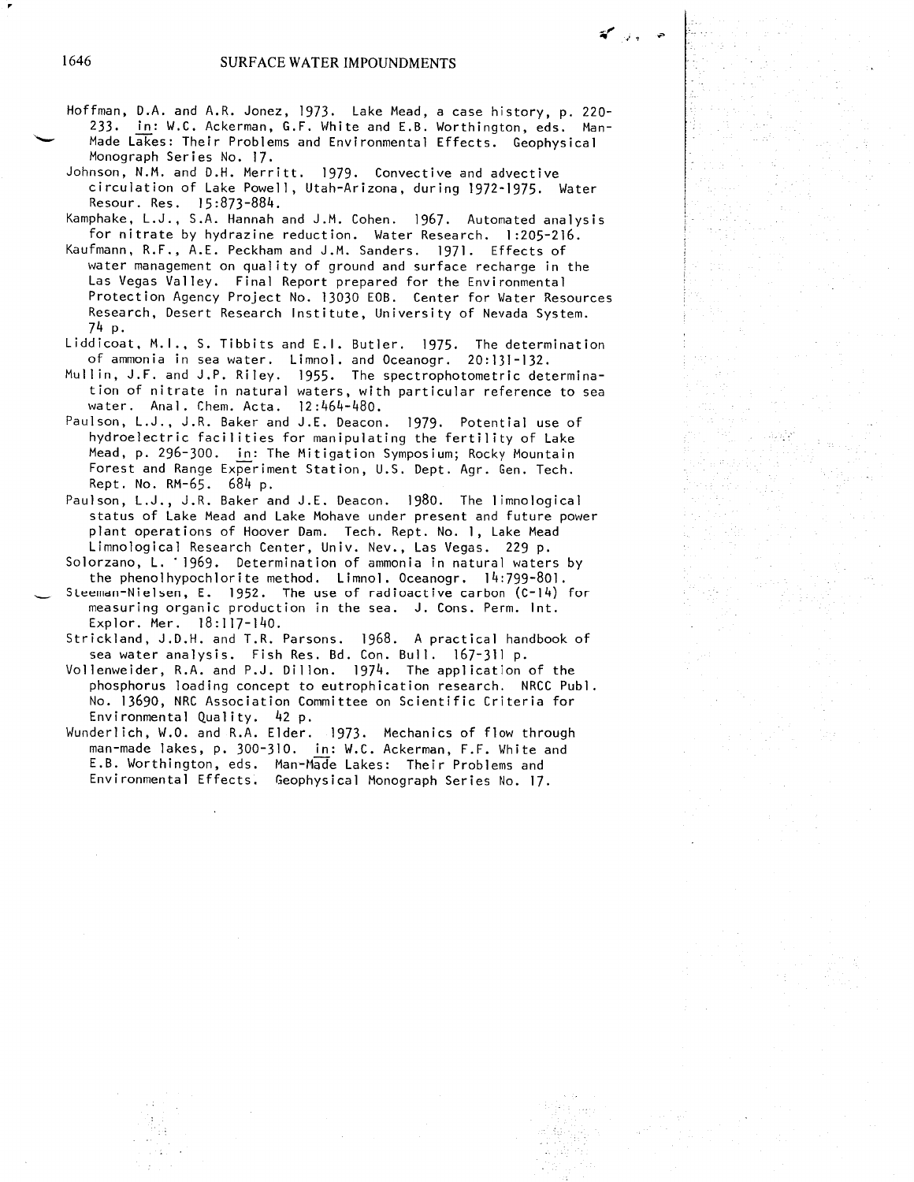Hoffman, D.A. and A.R. Jonez, 1973. Lake Mead, a case history, p. 220-233. in: W.C. Ackerman, G.F. White and E.B. Worthington, eds. Man-Made Lakes: Their Problems and Environmental Effects. Geophysical Monograph Series No. 17.

Johnson, N.M. and D.H. Merritt. 1979. Convective and advective circulation of Lake Powell, Utah-Arizona, during 1972-1975. Water Resour. Res. 15:873-884.

Kamphake, L.J., S.A. Hannah and J.M. Cohen. 1967. Automated analysis for nitrate by hydrazine reduction. Water Research. 1:205-216.

Kaufmann, R.F., A.E. Peckham and J.M. Sanders. 1971. Effects of water management on quality of ground and surface recharge in the Las Vegas Valley. Final Report prepared for the Environmental Protection Agency Project No. 13030 EOB. Center for Water Resources Research, Desert Research Institute, University of Nevada System. 74 p.

Liddicoat, M.I., S. Tibbits and E.I. Butler. 1975. The determination of ammonia in sea water. Limnol. and Oceanogr. 20:131-132.

Mullin, J.F. and J.P. Riley. 1955. The spectrophotometric determination of nitrate in natural waters, with particular reference to sea water. Anal. Chem. Acta. 12:464-480.

Paulson, L.J., J.R. Baker and J.E. Deacon. 1979. Potential use of hydroelectric facilities for manipulating the fertility of Lake Mead, p. 296-300. in: The Mitigation Symposium; Rocky Mountain Forest and Range Experiment Station, U.S. Dept. Agr. Gen. Tech. Rept. No. RM-65. 684 p.

Paulson, L.J., J.R. Baker and J.E. Deacon. 1980. The limnological status of Lake Mead and Lake Mohave under present and future power plant operations of Hoover Dam. Tech. Rept. No. 1, Lake Mead Limnological Research Center, Univ. Nev., Las Vegas. 229 p.

Solorzano, L. 1969. Determination of ammonia in natural waters by the phenolhypochlorite method. Limnol. Oceanogr. 14:799-801.

Steeman-Nielsen, E. 1952. The use of radioactive carbon (C-14) for measuring organic production in the sea. J. Cons. Perm. Int. Explor. Mer. 18:117-140.

Strickland, J.D.H. and T.R. Parsons. 1968. A practical handbook of sea water analysis. Fish Res. Bd. Con. Bull. 167-311 p.

Vollenweider, R.A. and P.J. Dillon. 1974. The application of the phosphorus loading concept to eutrophication research. NRCC Publ. No. 13690, NRC Association Committee on Scientific Criteria for Environmental Quality. 42 p.

Wunderlich, W.O. and R.A. Elder. 1973. Mechanics of flow through man-made lakes, p. 300-310. in: W.C. Ackerman, F.F. White and E.B. Worthington, eds. Man-Made Lakes: Their Problems and Environmental Effects. Geophysical Monograph Series No. 17.